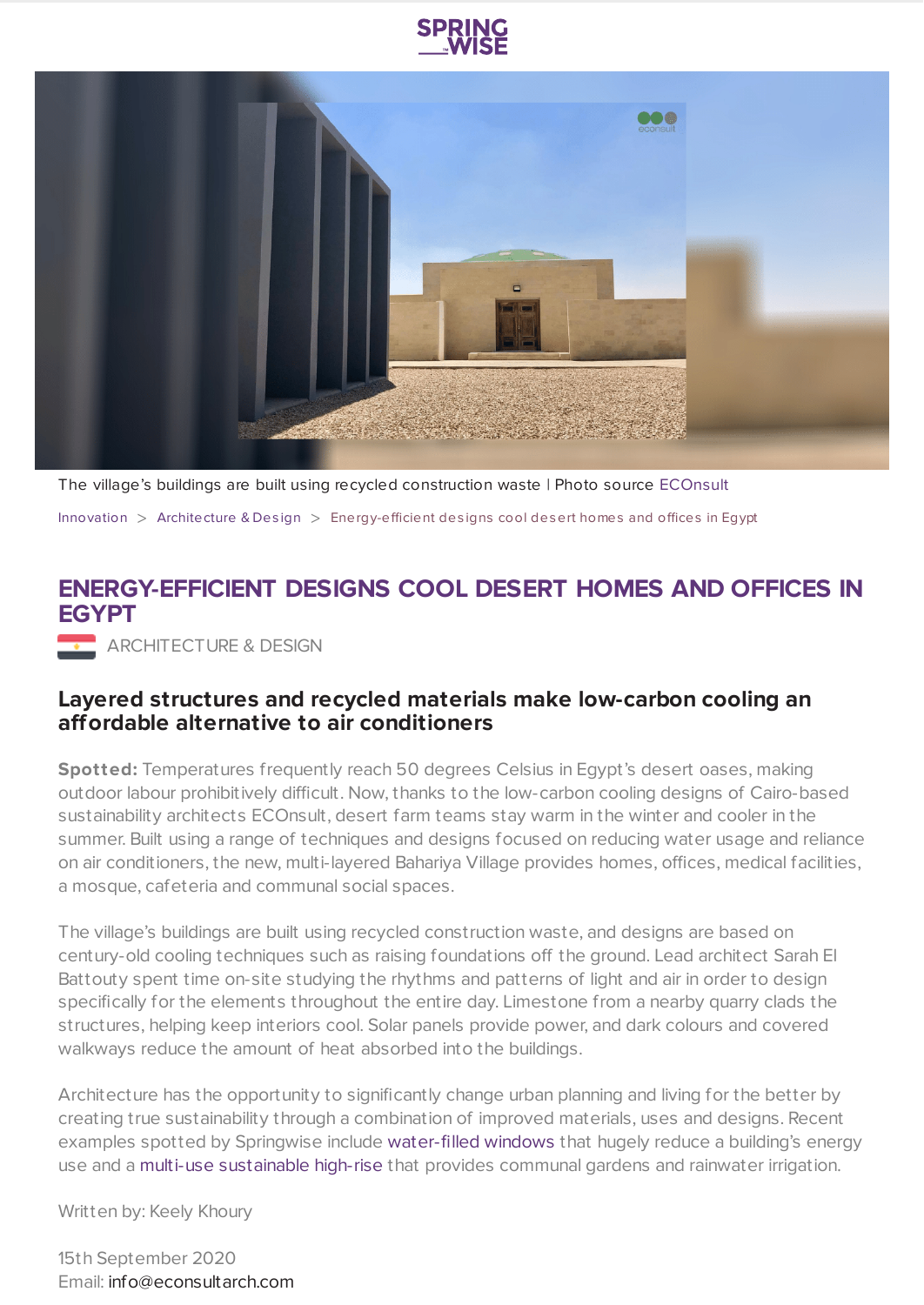SPRING WISE

The village's buildings are built using recycled construction waste | Photo source ECOnsult

Innovation > Architecture & Design > Energy-efficient designs cool desert homes and offices in Egypt

# ENERGY-EFFICIENT DESIGNS COOL DESERT HOMES AND OFFICES IN EGYPT

ARCHITECTURE & DESIGN

## Layered structures and recycled materials make low-carbon cooling an affordable alternative to air conditioners

**Spotted:** Temperatures frequently reach 50 degrees Celsius in Egypt's desert oases, making outdoor labour prohibitively difficult. Now, thanks to the low-carbon cooling designs of Cairo-based sustainability architects ECOnsult, desert farm teams stay warm in the winter and cooler in the summer. Built using a range of techniques and designs focused on reducing water usage and reliance on air conditioners, the new, multi-layered Bahariya Village provides homes, offices, medical facilities, a mosque, cafeteria and communal social spaces.

The village's buildings are built using recycled construction waste, and designs are based on century-old cooling techniques such as raising foundations off the ground. Lead architect Sarah El Battouty spent time on-site studying the rhythms and patterns of light and air in order to design specifically for the elements throughout the entire day. Limestone from a nearby quarry clads the structures, helping keep interiors cool. Solar panels provide power, and dark colours and covered walkways reduce the amount of heat absorbed into the buildings.

Architecture has the opportunity to significantly change urban planning and living for the better by creating true sustainability through a combination of improved materials, uses and designs. Recent examples spotted by Springwise include water-filled windows that hugely reduce a building's energy use and a multi-use sustainable high-rise that provides communal gardens and rainwater irrigation.

Written by: Keely Khoury

15th September 2020
Email: info@econsultarch.com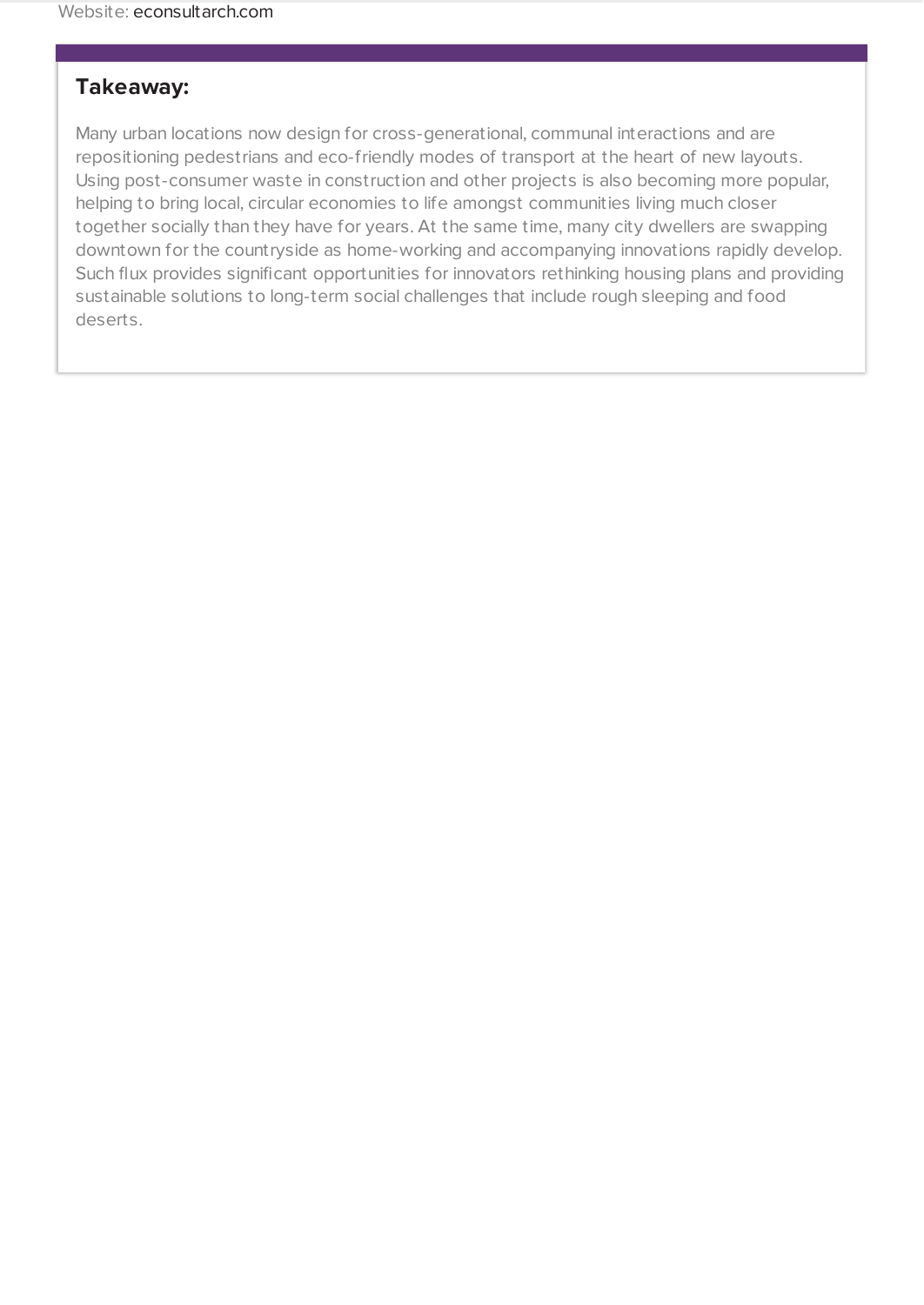Website: econsultarch.com

**Takeaway:**

Many urban locations now design for cross-generational, communal interactions and are repositioning pedestrians and eco-friendly modes of transport at the heart of new layouts. Using post-consumer waste in construction and other projects is also becoming more popular, helping to bring local, circular economies to life amongst communities living much closer together socially than they have for years. At the same time, many city dwellers are swapping downtown for the countryside as home-working and accompanying innovations rapidly develop. Such flux provides significant opportunities for innovators rethinking housing plans and providing sustainable solutions to long-term social challenges that include rough sleeping and food deserts.